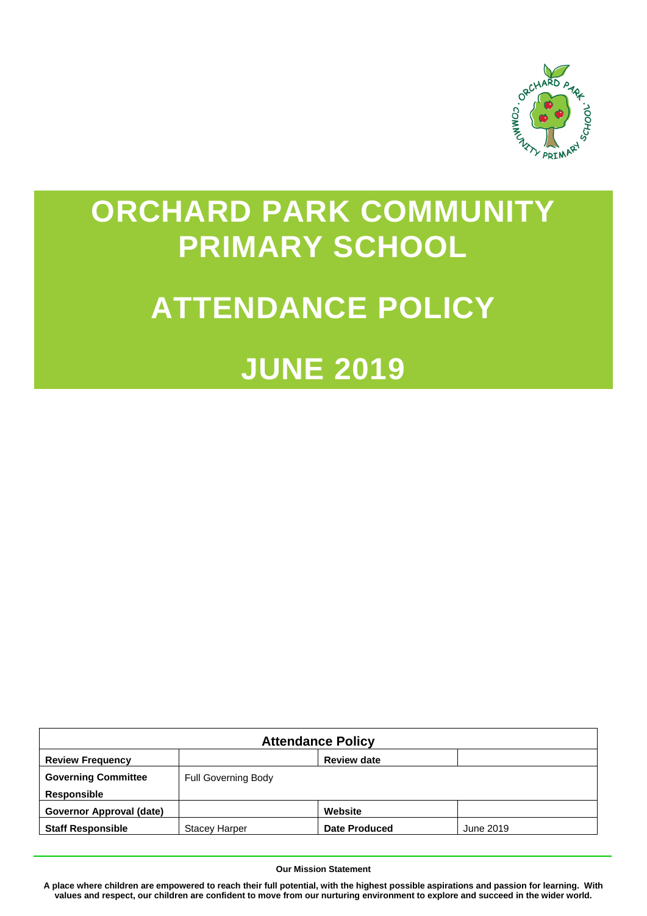# ORCHARD PARK COMMUNITY PRIMARY SCHOOL

# ATTENDANCE POLICY

# JUNE 2019

| Attendance Policy | | | |
|---|---|---|---|
| **Review Frequency** | | **Review date** | |
| **Governing Committee Responsible** | Full Governing Body | | |
| **Governor Approval (date)** | | **Website** | |
| **Staff Responsible** | Stacey Harper | **Date Produced** | June 2019 |

**Our Mission Statement**

**A place where children are empowered to reach their full potential, with the highest possible aspirations and passion for learning. With values and respect, our children are confident to move from our nurturing environment to explore and succeed in the wider world.**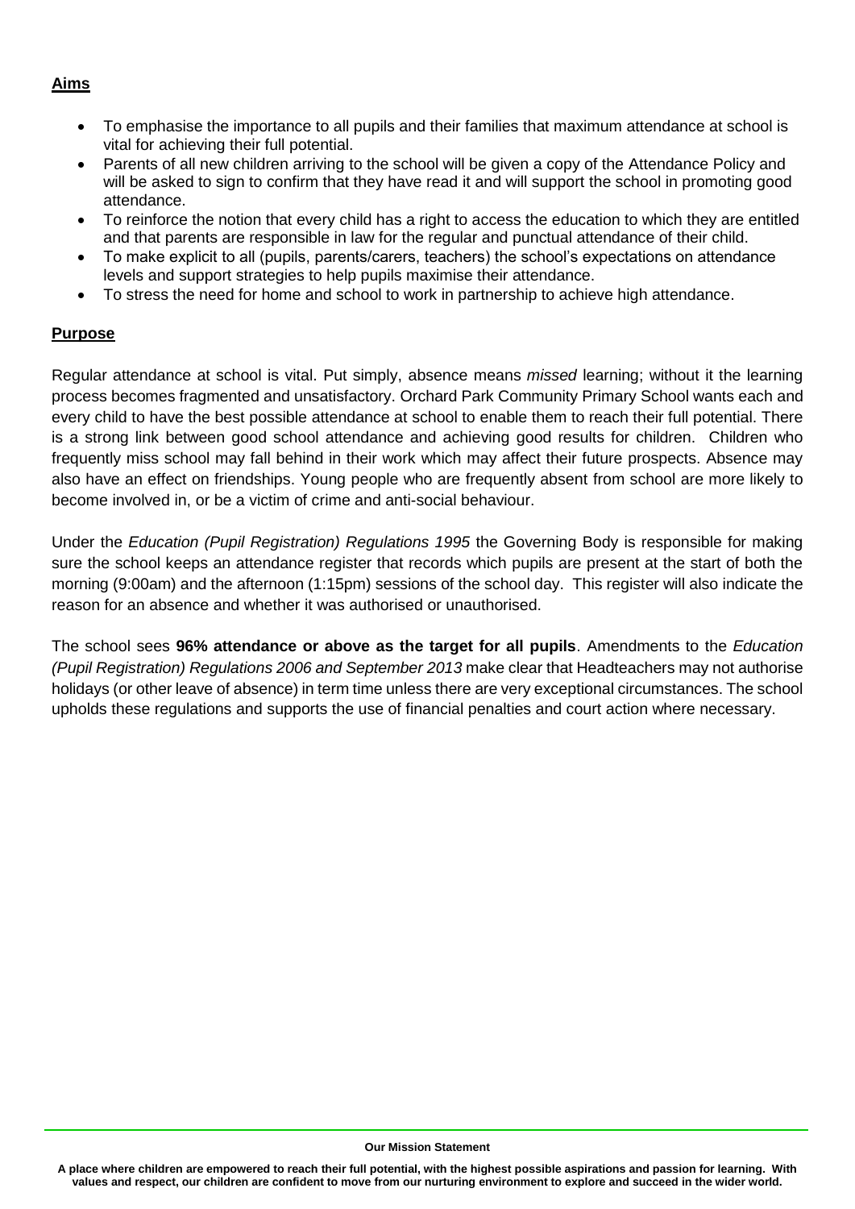## Aims

- To emphasise the importance to all pupils and their families that maximum attendance at school is vital for achieving their full potential.
- Parents of all new children arriving to the school will be given a copy of the Attendance Policy and will be asked to sign to confirm that they have read it and will support the school in promoting good attendance.
- To reinforce the notion that every child has a right to access the education to which they are entitled and that parents are responsible in law for the regular and punctual attendance of their child.
- To make explicit to all (pupils, parents/carers, teachers) the school's expectations on attendance levels and support strategies to help pupils maximise their attendance.
- To stress the need for home and school to work in partnership to achieve high attendance.

## Purpose

Regular attendance at school is vital. Put simply, absence means *missed* learning; without it the learning process becomes fragmented and unsatisfactory. Orchard Park Community Primary School wants each and every child to have the best possible attendance at school to enable them to reach their full potential. There is a strong link between good school attendance and achieving good results for children. Children who frequently miss school may fall behind in their work which may affect their future prospects. Absence may also have an effect on friendships. Young people who are frequently absent from school are more likely to become involved in, or be a victim of crime and anti-social behaviour.

Under the *Education (Pupil Registration) Regulations 1995* the Governing Body is responsible for making sure the school keeps an attendance register that records which pupils are present at the start of both the morning (9:00am) and the afternoon (1:15pm) sessions of the school day. This register will also indicate the reason for an absence and whether it was authorised or unauthorised.

The school sees **96% attendance or above as the target for all pupils**. Amendments to the *Education (Pupil Registration) Regulations 2006 and September 2013* make clear that Headteachers may not authorise holidays (or other leave of absence) in term time unless there are very exceptional circumstances. The school upholds these regulations and supports the use of financial penalties and court action where necessary.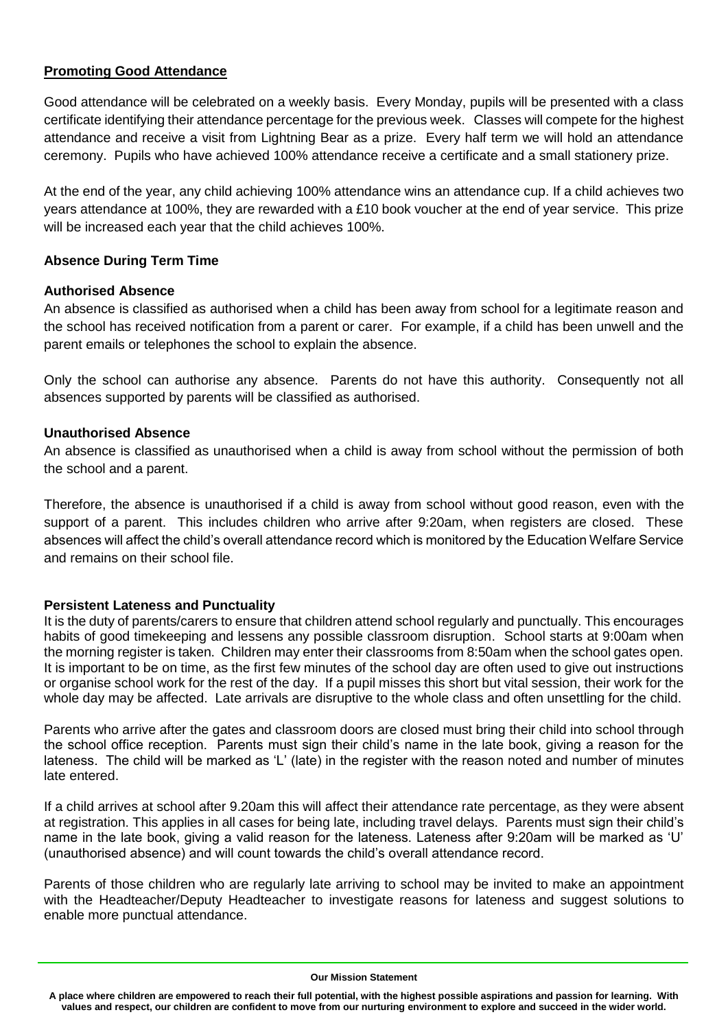## Promoting Good Attendance

Good attendance will be celebrated on a weekly basis. Every Monday, pupils will be presented with a class certificate identifying their attendance percentage for the previous week. Classes will compete for the highest attendance and receive a visit from Lightning Bear as a prize. Every half term we will hold an attendance ceremony. Pupils who have achieved 100% attendance receive a certificate and a small stationery prize.

At the end of the year, any child achieving 100% attendance wins an attendance cup. If a child achieves two years attendance at 100%, they are rewarded with a £10 book voucher at the end of year service. This prize will be increased each year that the child achieves 100%.

### Absence During Term Time

#### Authorised Absence

An absence is classified as authorised when a child has been away from school for a legitimate reason and the school has received notification from a parent or carer. For example, if a child has been unwell and the parent emails or telephones the school to explain the absence.

Only the school can authorise any absence. Parents do not have this authority. Consequently not all absences supported by parents will be classified as authorised.

#### Unauthorised Absence

An absence is classified as unauthorised when a child is away from school without the permission of both the school and a parent.

Therefore, the absence is unauthorised if a child is away from school without good reason, even with the support of a parent. This includes children who arrive after 9:20am, when registers are closed. These absences will affect the child's overall attendance record which is monitored by the Education Welfare Service and remains on their school file.

### Persistent Lateness and Punctuality

It is the duty of parents/carers to ensure that children attend school regularly and punctually. This encourages habits of good timekeeping and lessens any possible classroom disruption. School starts at 9:00am when the morning register is taken. Children may enter their classrooms from 8:50am when the school gates open. It is important to be on time, as the first few minutes of the school day are often used to give out instructions or organise school work for the rest of the day. If a pupil misses this short but vital session, their work for the whole day may be affected. Late arrivals are disruptive to the whole class and often unsettling for the child.

Parents who arrive after the gates and classroom doors are closed must bring their child into school through the school office reception. Parents must sign their child's name in the late book, giving a reason for the lateness. The child will be marked as 'L' (late) in the register with the reason noted and number of minutes late entered.

If a child arrives at school after 9.20am this will affect their attendance rate percentage, as they were absent at registration. This applies in all cases for being late, including travel delays. Parents must sign their child's name in the late book, giving a valid reason for the lateness. Lateness after 9:20am will be marked as 'U' (unauthorised absence) and will count towards the child's overall attendance record.

Parents of those children who are regularly late arriving to school may be invited to make an appointment with the Headteacher/Deputy Headteacher to investigate reasons for lateness and suggest solutions to enable more punctual attendance.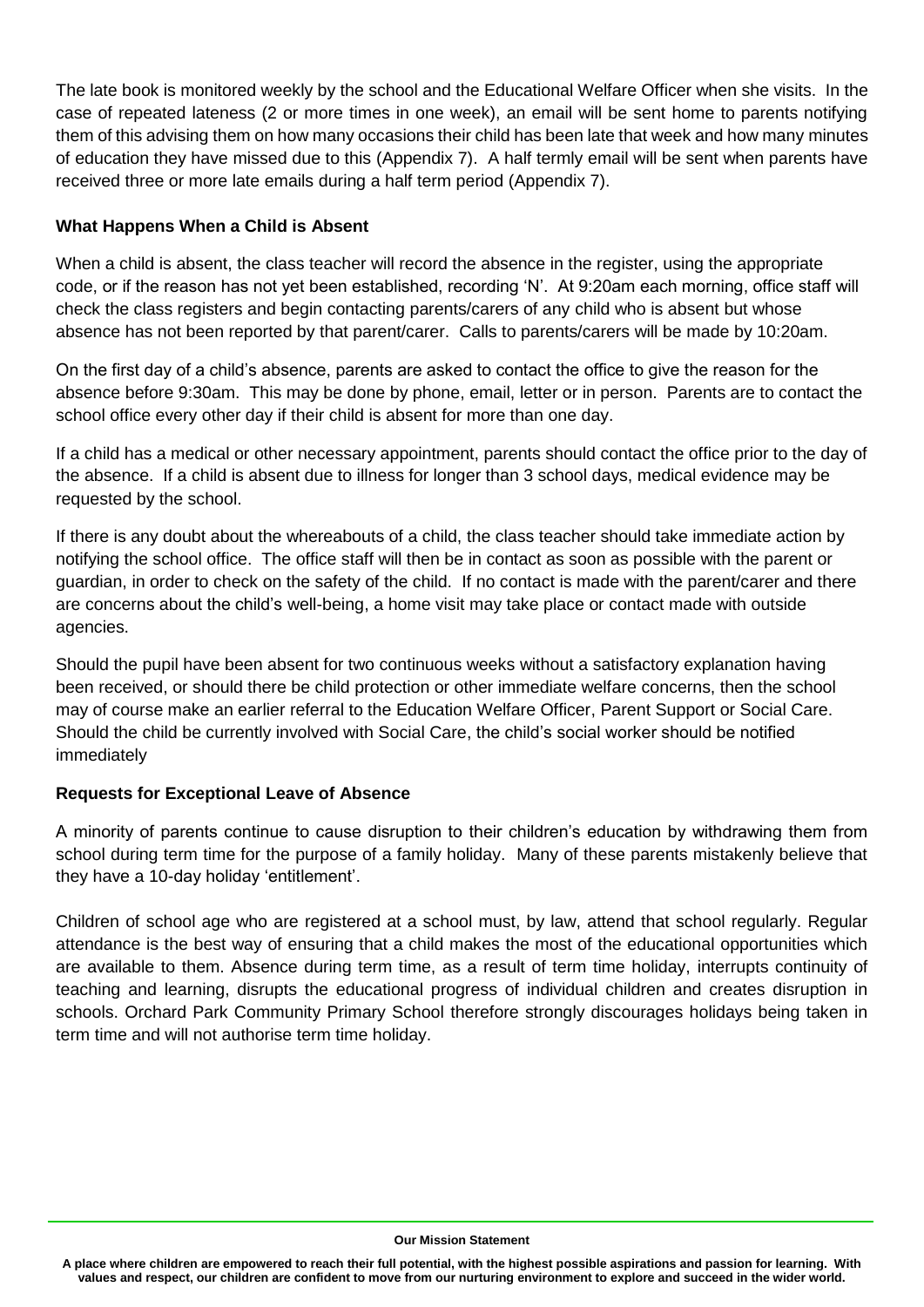The late book is monitored weekly by the school and the Educational Welfare Officer when she visits. In the case of repeated lateness (2 or more times in one week), an email will be sent home to parents notifying them of this advising them on how many occasions their child has been late that week and how many minutes of education they have missed due to this (Appendix 7). A half termly email will be sent when parents have received three or more late emails during a half term period (Appendix 7).

**What Happens When a Child is Absent**

When a child is absent, the class teacher will record the absence in the register, using the appropriate code, or if the reason has not yet been established, recording 'N'. At 9:20am each morning, office staff will check the class registers and begin contacting parents/carers of any child who is absent but whose absence has not been reported by that parent/carer. Calls to parents/carers will be made by 10:20am.

On the first day of a child's absence, parents are asked to contact the office to give the reason for the absence before 9:30am. This may be done by phone, email, letter or in person. Parents are to contact the school office every other day if their child is absent for more than one day.

If a child has a medical or other necessary appointment, parents should contact the office prior to the day of the absence. If a child is absent due to illness for longer than 3 school days, medical evidence may be requested by the school.

If there is any doubt about the whereabouts of a child, the class teacher should take immediate action by notifying the school office. The office staff will then be in contact as soon as possible with the parent or guardian, in order to check on the safety of the child. If no contact is made with the parent/carer and there are concerns about the child's well-being, a home visit may take place or contact made with outside agencies.

Should the pupil have been absent for two continuous weeks without a satisfactory explanation having been received, or should there be child protection or other immediate welfare concerns, then the school may of course make an earlier referral to the Education Welfare Officer, Parent Support or Social Care. Should the child be currently involved with Social Care, the child's social worker should be notified immediately

**Requests for Exceptional Leave of Absence**

A minority of parents continue to cause disruption to their children's education by withdrawing them from school during term time for the purpose of a family holiday. Many of these parents mistakenly believe that they have a 10-day holiday 'entitlement'.

Children of school age who are registered at a school must, by law, attend that school regularly. Regular attendance is the best way of ensuring that a child makes the most of the educational opportunities which are available to them. Absence during term time, as a result of term time holiday, interrupts continuity of teaching and learning, disrupts the educational progress of individual children and creates disruption in schools. Orchard Park Community Primary School therefore strongly discourages holidays being taken in term time and will not authorise term time holiday.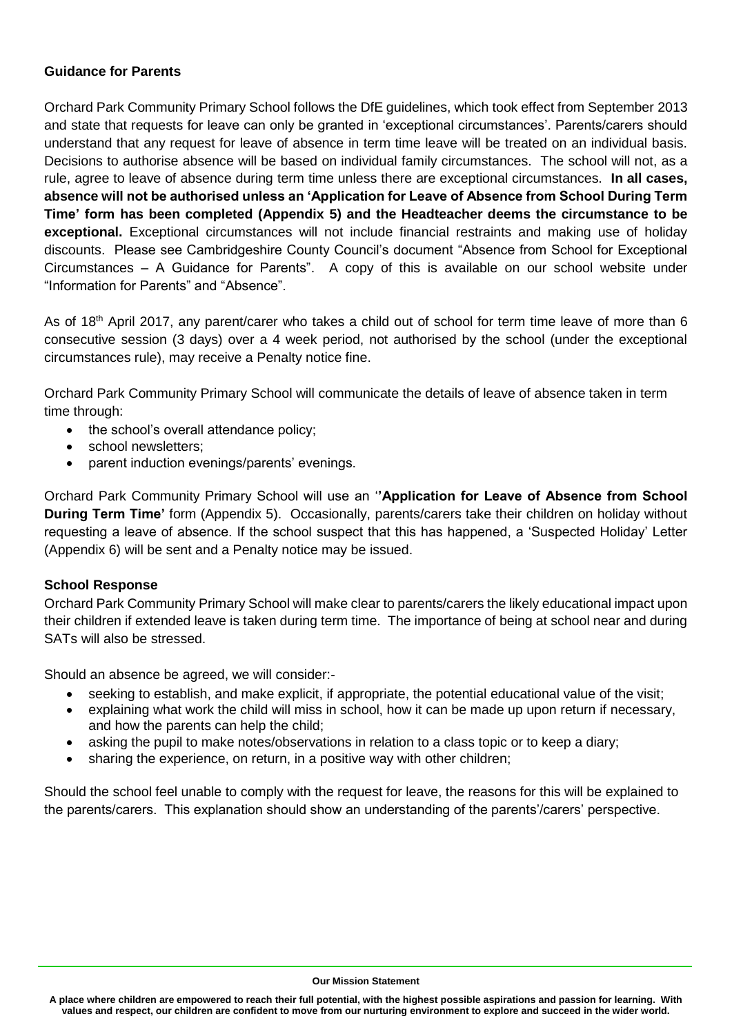**Guidance for Parents**

Orchard Park Community Primary School follows the DfE guidelines, which took effect from September 2013 and state that requests for leave can only be granted in 'exceptional circumstances'. Parents/carers should understand that any request for leave of absence in term time leave will be treated on an individual basis. Decisions to authorise absence will be based on individual family circumstances. The school will not, as a rule, agree to leave of absence during term time unless there are exceptional circumstances. **In all cases, absence will not be authorised unless an 'Application for Leave of Absence from School During Term Time' form has been completed (Appendix 5) and the Headteacher deems the circumstance to be exceptional.** Exceptional circumstances will not include financial restraints and making use of holiday discounts. Please see Cambridgeshire County Council's document "Absence from School for Exceptional Circumstances – A Guidance for Parents". A copy of this is available on our school website under "Information for Parents" and "Absence".

As of 18th April 2017, any parent/carer who takes a child out of school for term time leave of more than 6 consecutive session (3 days) over a 4 week period, not authorised by the school (under the exceptional circumstances rule), may receive a Penalty notice fine.

Orchard Park Community Primary School will communicate the details of leave of absence taken in term time through:

- the school's overall attendance policy;
- school newsletters;
- parent induction evenings/parents' evenings.

Orchard Park Community Primary School will use an **''Application for Leave of Absence from School During Term Time'** form (Appendix 5). Occasionally, parents/carers take their children on holiday without requesting a leave of absence. If the school suspect that this has happened, a 'Suspected Holiday' Letter (Appendix 6) will be sent and a Penalty notice may be issued.

**School Response**

Orchard Park Community Primary School will make clear to parents/carers the likely educational impact upon their children if extended leave is taken during term time. The importance of being at school near and during SATs will also be stressed.

Should an absence be agreed, we will consider:-

- seeking to establish, and make explicit, if appropriate, the potential educational value of the visit;
- explaining what work the child will miss in school, how it can be made up upon return if necessary, and how the parents can help the child;
- asking the pupil to make notes/observations in relation to a class topic or to keep a diary;
- sharing the experience, on return, in a positive way with other children;

Should the school feel unable to comply with the request for leave, the reasons for this will be explained to the parents/carers. This explanation should show an understanding of the parents'/carers' perspective.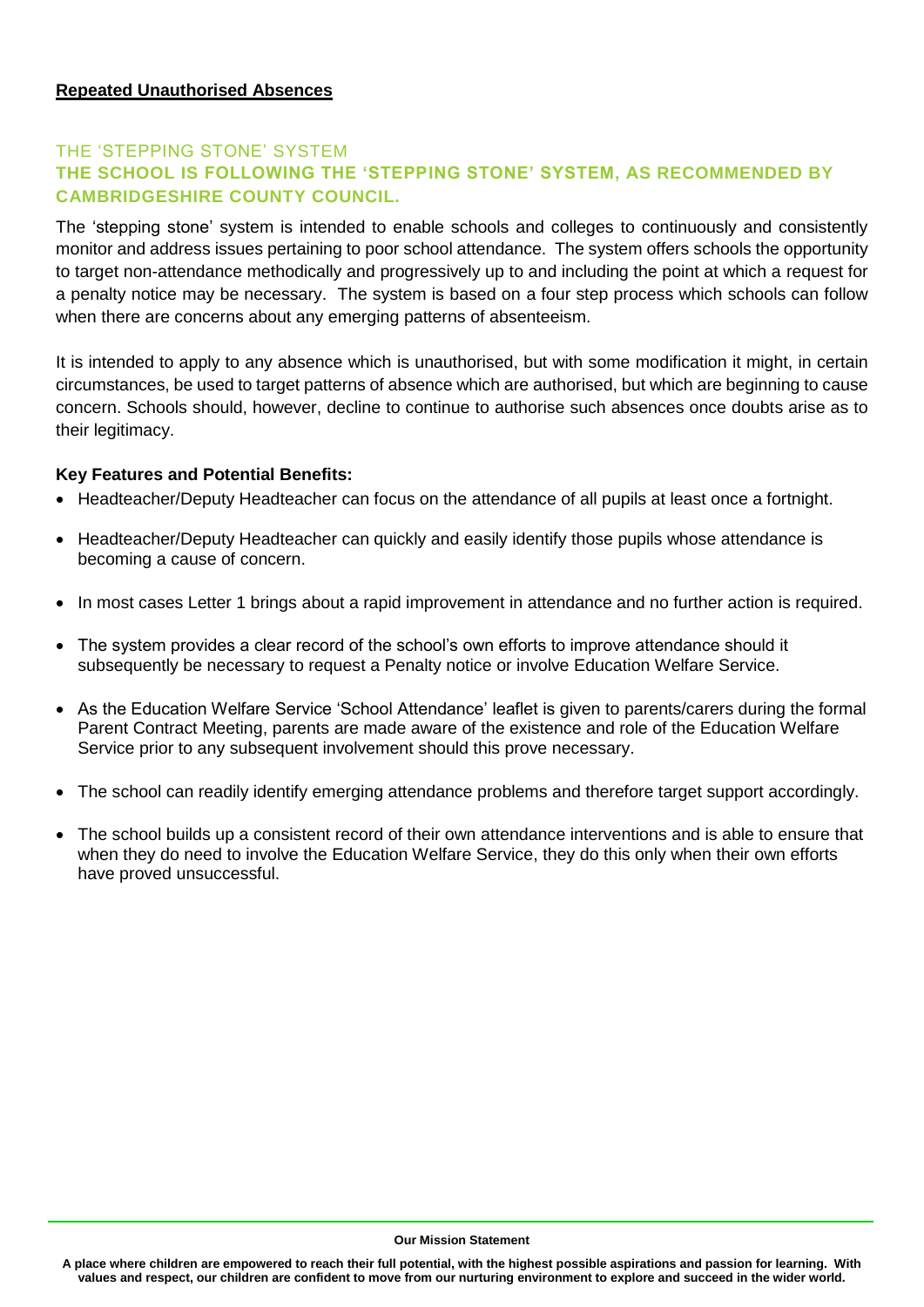**Repeated Unauthorised Absences**

## THE 'STEPPING STONE' SYSTEM

### THE SCHOOL IS FOLLOWING THE 'STEPPING STONE' SYSTEM, AS RECOMMENDED BY CAMBRIDGESHIRE COUNTY COUNCIL.

The 'stepping stone' system is intended to enable schools and colleges to continuously and consistently monitor and address issues pertaining to poor school attendance. The system offers schools the opportunity to target non-attendance methodically and progressively up to and including the point at which a request for a penalty notice may be necessary. The system is based on a four step process which schools can follow when there are concerns about any emerging patterns of absenteeism.

It is intended to apply to any absence which is unauthorised, but with some modification it might, in certain circumstances, be used to target patterns of absence which are authorised, but which are beginning to cause concern. Schools should, however, decline to continue to authorise such absences once doubts arise as to their legitimacy.

**Key Features and Potential Benefits:**

- Headteacher/Deputy Headteacher can focus on the attendance of all pupils at least once a fortnight.
- Headteacher/Deputy Headteacher can quickly and easily identify those pupils whose attendance is becoming a cause of concern.
- In most cases Letter 1 brings about a rapid improvement in attendance and no further action is required.
- The system provides a clear record of the school's own efforts to improve attendance should it subsequently be necessary to request a Penalty notice or involve Education Welfare Service.
- As the Education Welfare Service 'School Attendance' leaflet is given to parents/carers during the formal Parent Contract Meeting, parents are made aware of the existence and role of the Education Welfare Service prior to any subsequent involvement should this prove necessary.
- The school can readily identify emerging attendance problems and therefore target support accordingly.
- The school builds up a consistent record of their own attendance interventions and is able to ensure that when they do need to involve the Education Welfare Service, they do this only when their own efforts have proved unsuccessful.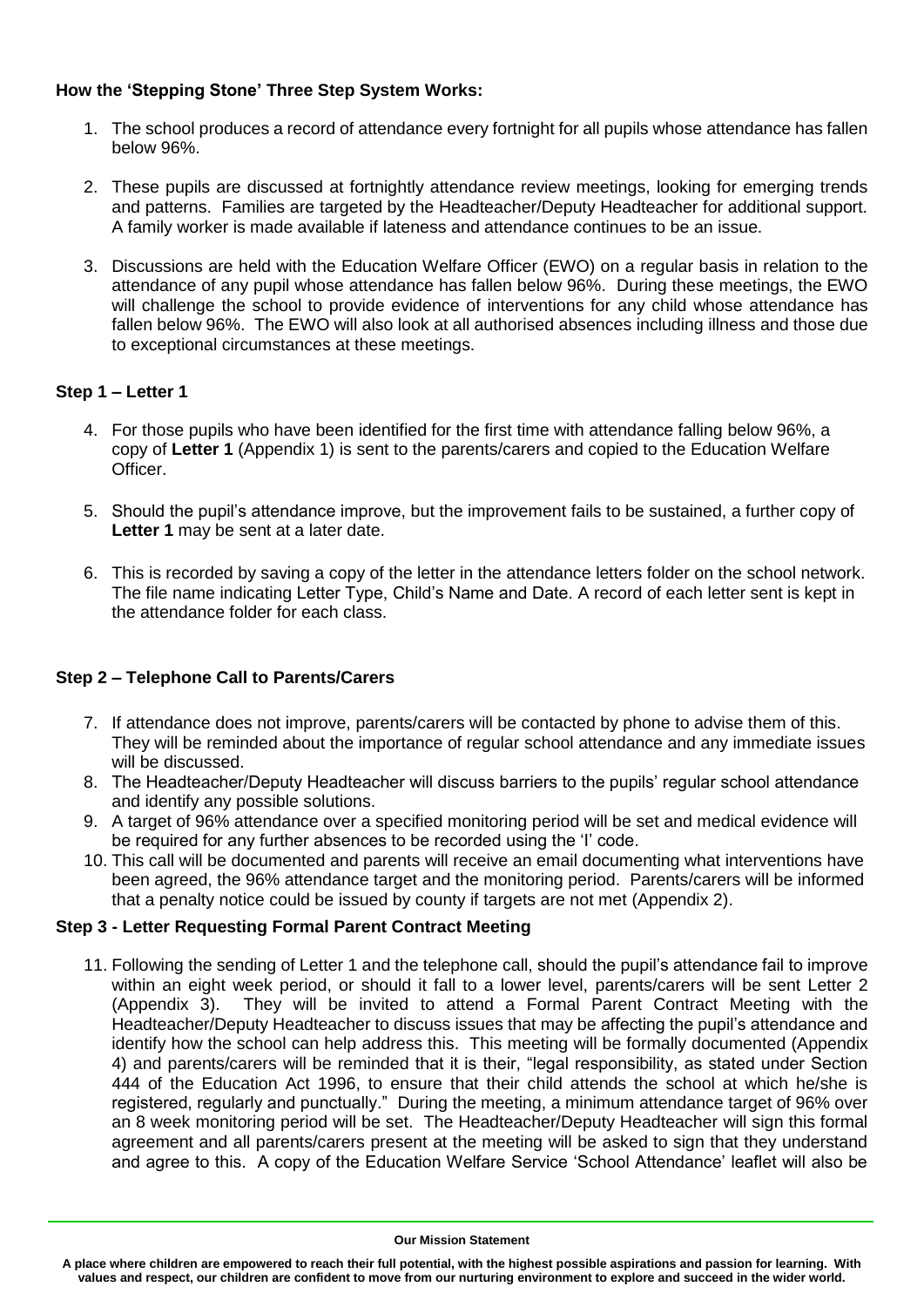**How the 'Stepping Stone' Three Step System Works:**

1. The school produces a record of attendance every fortnight for all pupils whose attendance has fallen below 96%.

2. These pupils are discussed at fortnightly attendance review meetings, looking for emerging trends and patterns. Families are targeted by the Headteacher/Deputy Headteacher for additional support. A family worker is made available if lateness and attendance continues to be an issue.

3. Discussions are held with the Education Welfare Officer (EWO) on a regular basis in relation to the attendance of any pupil whose attendance has fallen below 96%. During these meetings, the EWO will challenge the school to provide evidence of interventions for any child whose attendance has fallen below 96%. The EWO will also look at all authorised absences including illness and those due to exceptional circumstances at these meetings.

**Step 1 – Letter 1**

4. For those pupils who have been identified for the first time with attendance falling below 96%, a copy of **Letter 1** (Appendix 1) is sent to the parents/carers and copied to the Education Welfare Officer.

5. Should the pupil's attendance improve, but the improvement fails to be sustained, a further copy of **Letter 1** may be sent at a later date.

6. This is recorded by saving a copy of the letter in the attendance letters folder on the school network. The file name indicating Letter Type, Child's Name and Date. A record of each letter sent is kept in the attendance folder for each class.

**Step 2 – Telephone Call to Parents/Carers**

7. If attendance does not improve, parents/carers will be contacted by phone to advise them of this. They will be reminded about the importance of regular school attendance and any immediate issues will be discussed.
8. The Headteacher/Deputy Headteacher will discuss barriers to the pupils' regular school attendance and identify any possible solutions.
9. A target of 96% attendance over a specified monitoring period will be set and medical evidence will be required for any further absences to be recorded using the 'I' code.
10. This call will be documented and parents will receive an email documenting what interventions have been agreed, the 96% attendance target and the monitoring period. Parents/carers will be informed that a penalty notice could be issued by county if targets are not met (Appendix 2).

**Step 3 - Letter Requesting Formal Parent Contract Meeting**

11. Following the sending of Letter 1 and the telephone call, should the pupil's attendance fail to improve within an eight week period, or should it fall to a lower level, parents/carers will be sent Letter 2 (Appendix 3). They will be invited to attend a Formal Parent Contract Meeting with the Headteacher/Deputy Headteacher to discuss issues that may be affecting the pupil's attendance and identify how the school can help address this. This meeting will be formally documented (Appendix 4) and parents/carers will be reminded that it is their, "legal responsibility, as stated under Section 444 of the Education Act 1996, to ensure that their child attends the school at which he/she is registered, regularly and punctually." During the meeting, a minimum attendance target of 96% over an 8 week monitoring period will be set. The Headteacher/Deputy Headteacher will sign this formal agreement and all parents/carers present at the meeting will be asked to sign that they understand and agree to this. A copy of the Education Welfare Service 'School Attendance' leaflet will also be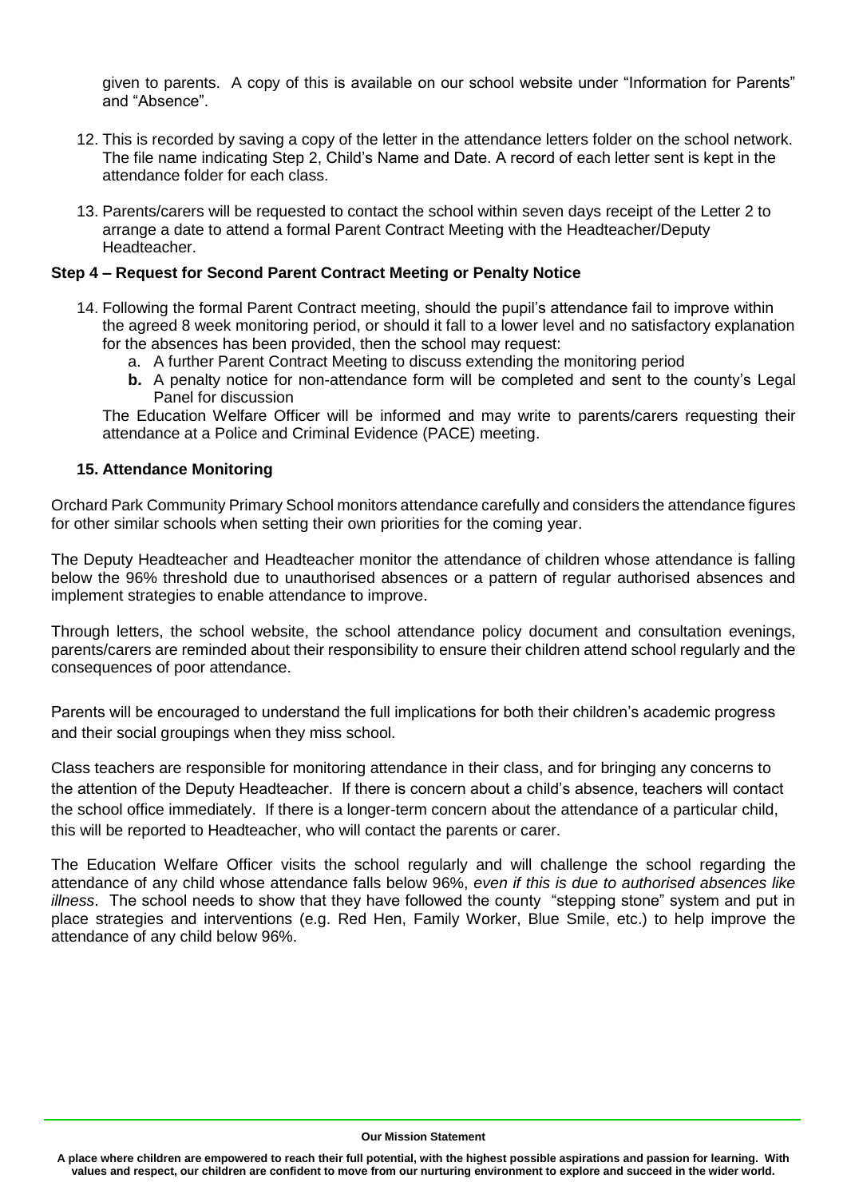given to parents. A copy of this is available on our school website under "Information for Parents" and "Absence".

12. This is recorded by saving a copy of the letter in the attendance letters folder on the school network. The file name indicating Step 2, Child's Name and Date. A record of each letter sent is kept in the attendance folder for each class.

13. Parents/carers will be requested to contact the school within seven days receipt of the Letter 2 to arrange a date to attend a formal Parent Contract Meeting with the Headteacher/Deputy Headteacher.

**Step 4 – Request for Second Parent Contract Meeting or Penalty Notice**

14. Following the formal Parent Contract meeting, should the pupil's attendance fail to improve within the agreed 8 week monitoring period, or should it fall to a lower level and no satisfactory explanation for the absences has been provided, then the school may request:
    a. A further Parent Contract Meeting to discuss extending the monitoring period
    **b.** A penalty notice for non-attendance form will be completed and sent to the county's Legal Panel for discussion

    The Education Welfare Officer will be informed and may write to parents/carers requesting their attendance at a Police and Criminal Evidence (PACE) meeting.

### 15. Attendance Monitoring

Orchard Park Community Primary School monitors attendance carefully and considers the attendance figures for other similar schools when setting their own priorities for the coming year.

The Deputy Headteacher and Headteacher monitor the attendance of children whose attendance is falling below the 96% threshold due to unauthorised absences or a pattern of regular authorised absences and implement strategies to enable attendance to improve.

Through letters, the school website, the school attendance policy document and consultation evenings, parents/carers are reminded about their responsibility to ensure their children attend school regularly and the consequences of poor attendance.

Parents will be encouraged to understand the full implications for both their children's academic progress and their social groupings when they miss school.

Class teachers are responsible for monitoring attendance in their class, and for bringing any concerns to the attention of the Deputy Headteacher. If there is concern about a child's absence, teachers will contact the school office immediately. If there is a longer-term concern about the attendance of a particular child, this will be reported to Headteacher, who will contact the parents or carer.

The Education Welfare Officer visits the school regularly and will challenge the school regarding the attendance of any child whose attendance falls below 96%, *even if this is due to authorised absences like illness*. The school needs to show that they have followed the county "stepping stone" system and put in place strategies and interventions (e.g. Red Hen, Family Worker, Blue Smile, etc.) to help improve the attendance of any child below 96%.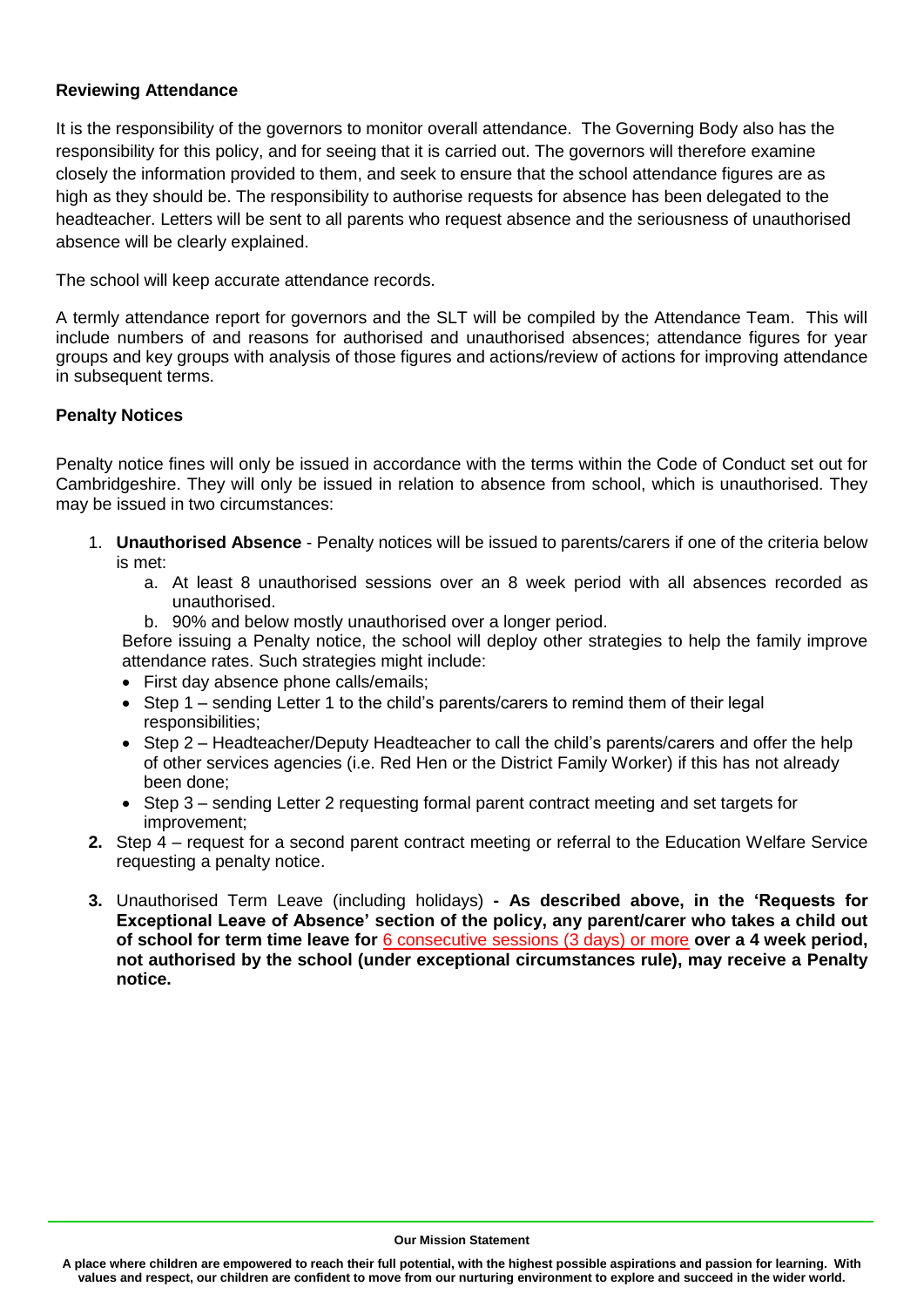**Reviewing Attendance**

It is the responsibility of the governors to monitor overall attendance. The Governing Body also has the responsibility for this policy, and for seeing that it is carried out. The governors will therefore examine closely the information provided to them, and seek to ensure that the school attendance figures are as high as they should be. The responsibility to authorise requests for absence has been delegated to the headteacher. Letters will be sent to all parents who request absence and the seriousness of unauthorised absence will be clearly explained.

The school will keep accurate attendance records.

A termly attendance report for governors and the SLT will be compiled by the Attendance Team. This will include numbers of and reasons for authorised and unauthorised absences; attendance figures for year groups and key groups with analysis of those figures and actions/review of actions for improving attendance in subsequent terms.

**Penalty Notices**

Penalty notice fines will only be issued in accordance with the terms within the Code of Conduct set out for Cambridgeshire. They will only be issued in relation to absence from school, which is unauthorised. They may be issued in two circumstances:

1. **Unauthorised Absence** - Penalty notices will be issued to parents/carers if one of the criteria below is met:
   a. At least 8 unauthorised sessions over an 8 week period with all absences recorded as unauthorised.
   b. 90% and below mostly unauthorised over a longer period.

   Before issuing a Penalty notice, the school will deploy other strategies to help the family improve attendance rates. Such strategies might include:
   - First day absence phone calls/emails;
   - Step 1 – sending Letter 1 to the child's parents/carers to remind them of their legal responsibilities;
   - Step 2 – Headteacher/Deputy Headteacher to call the child's parents/carers and offer the help of other services agencies (i.e. Red Hen or the District Family Worker) if this has not already been done;
   - Step 3 – sending Letter 2 requesting formal parent contract meeting and set targets for improvement;
2. Step 4 – request for a second parent contract meeting or referral to the Education Welfare Service requesting a penalty notice.
3. Unauthorised Term Leave (including holidays) **- As described above, in the 'Requests for Exceptional Leave of Absence' section of the policy, any parent/carer who takes a child out of school for term time leave for** 6 consecutive sessions (3 days) or more **over a 4 week period, not authorised by the school (under exceptional circumstances rule), may receive a Penalty notice.**

**Our Mission Statement**

**A place where children are empowered to reach their full potential, with the highest possible aspirations and passion for learning. With values and respect, our children are confident to move from our nurturing environment to explore and succeed in the wider world.**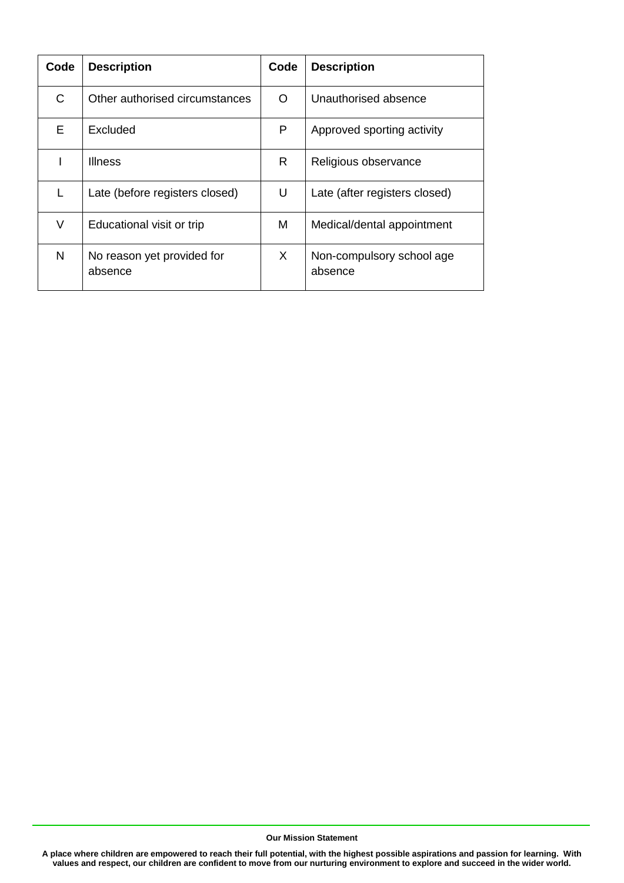| Code | Description | Code | Description |
|---|---|---|---|
| C | Other authorised circumstances | O | Unauthorised absence |
| E | Excluded | P | Approved sporting activity |
| I | Illness | R | Religious observance |
| L | Late (before registers closed) | U | Late (after registers closed) |
| V | Educational visit or trip | M | Medical/dental appointment |
| N | No reason yet provided for absence | X | Non-compulsory school age absence |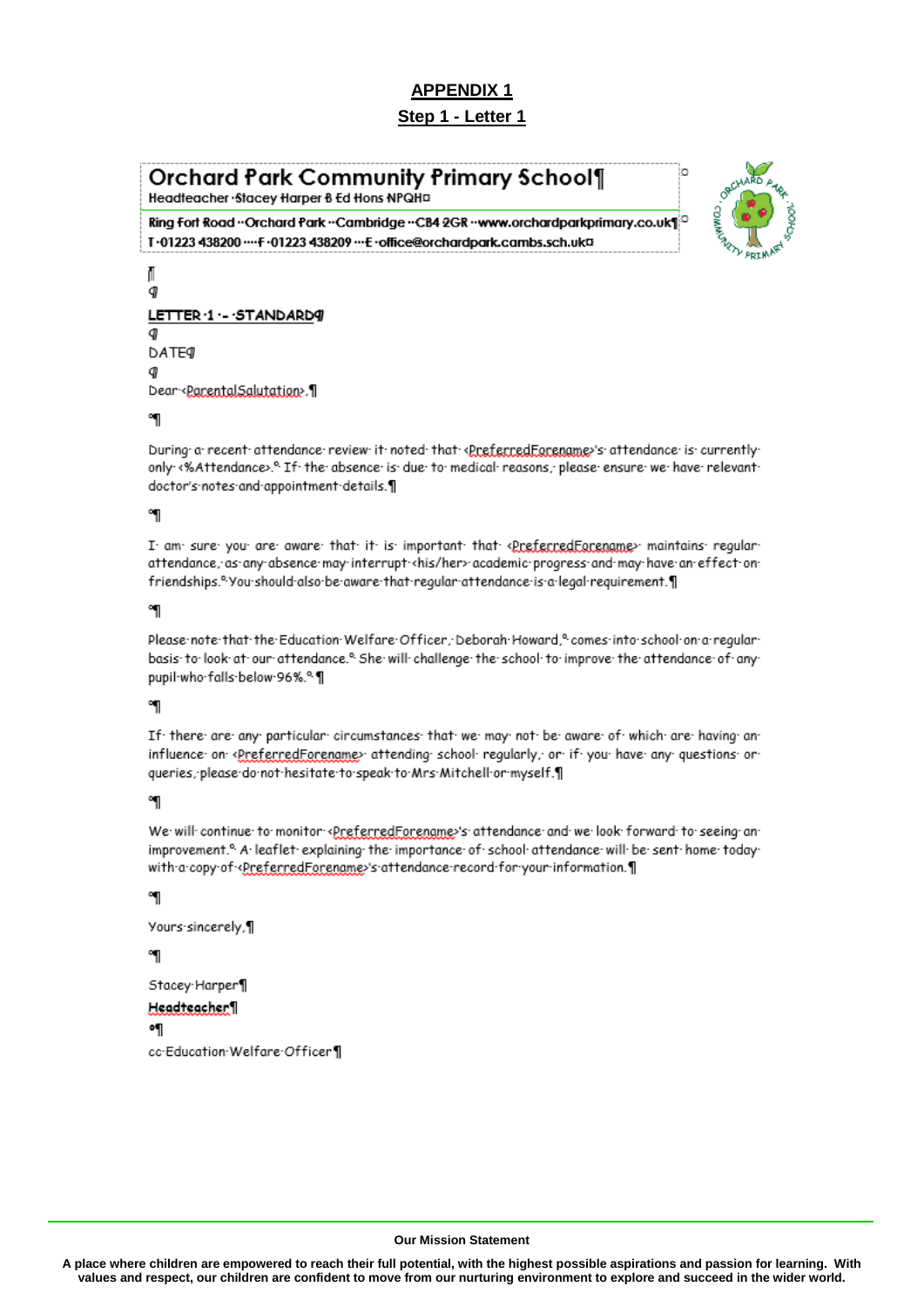# APPENDIX 1

## Step 1 - Letter 1

**Orchard Park Community Primary School**
Headteacher Stacey Harper B Ed Hons NPQH

Ring Fort Road Orchard Park Cambridge CB4 2GR www.orchardparkprimary.co.uk
T 01223 438200 F 01223 438209 E office@orchardpark.cambs.sch.uk

LETTER 1 – STANDARD

DATE

Dear <ParentalSalutation>,

During a recent attendance review it noted that <PreferredForename>'s attendance is currently only <%Attendance>. If the absence is due to medical reasons, please ensure we have relevant doctor's notes and appointment details.

I am sure you are aware that it is important that <PreferredForename> maintains regular attendance, as any absence may interrupt <his/her> academic progress and may have an effect on friendships. You should also be aware that regular attendance is a legal requirement.

Please note that the Education Welfare Officer, Deborah Howard, comes into school on a regular basis to look at our attendance. She will challenge the school to improve the attendance of any pupil who falls below 96%.

If there are any particular circumstances that we may not be aware of which are having an influence on <PreferredForename> attending school regularly, or if you have any questions or queries, please do not hesitate to speak to Mrs Mitchell or myself.

We will continue to monitor <PreferredForename>'s attendance and we look forward to seeing an improvement. A leaflet explaining the importance of school attendance will be sent home today with a copy of <PreferredForename>'s attendance record for your information.

Yours sincerely,

Stacey Harper
**Headteacher**

cc Education Welfare Officer

**Our Mission Statement**

**A place where children are empowered to reach their full potential, with the highest possible aspirations and passion for learning. With values and respect, our children are confident to move from our nurturing environment to explore and succeed in the wider world.**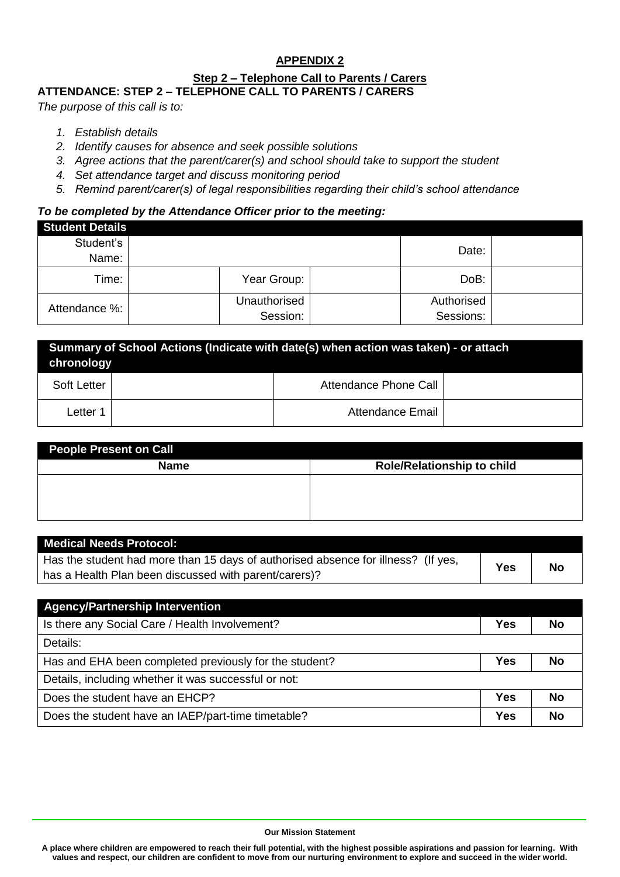## APPENDIX 2

### Step 2 – Telephone Call to Parents / Carers

**ATTENDANCE: STEP 2 – TELEPHONE CALL TO PARENTS / CARERS**

*The purpose of this call is to:*

1. *Establish details*
2. *Identify causes for absence and seek possible solutions*
3. *Agree actions that the parent/carer(s) and school should take to support the student*
4. *Set attendance target and discuss monitoring period*
5. *Remind parent/carer(s) of legal responsibilities regarding their child's school attendance*

***To be completed by the Attendance Officer prior to the meeting:***

| **Student Details** | | | | | |
|---|---|---|---|---|---|
| Student's Name: | | | | Date: | |
| Time: | | Year Group: | | DoB: | |
| Attendance %: | | Unauthorised Session: | | Authorised Sessions: | |

| **Summary of School Actions (Indicate with date(s) when action was taken) - or attach chronology** | | | |
|---|---|---|---|
| Soft Letter | | Attendance Phone Call | |
| Letter 1 | | Attendance Email | |

| **People Present on Call** | |
|---|---|
| **Name** | **Role/Relationship to child** |
| | |

| **Medical Needs Protocol:** | | |
|---|---|---|
| Has the student had more than 15 days of authorised absence for illness? (If yes, has a Health Plan been discussed with parent/carers)? | **Yes** | **No** |

| **Agency/Partnership Intervention** | | |
|---|---|---|
| Is there any Social Care / Health Involvement? | **Yes** | **No** |
| Details: | | |
| Has and EHA been completed previously for the student? | **Yes** | **No** |
| Details, including whether it was successful or not: | | |
| Does the student have an EHCP? | **Yes** | **No** |
| Does the student have an IAEP/part-time timetable? | **Yes** | **No** |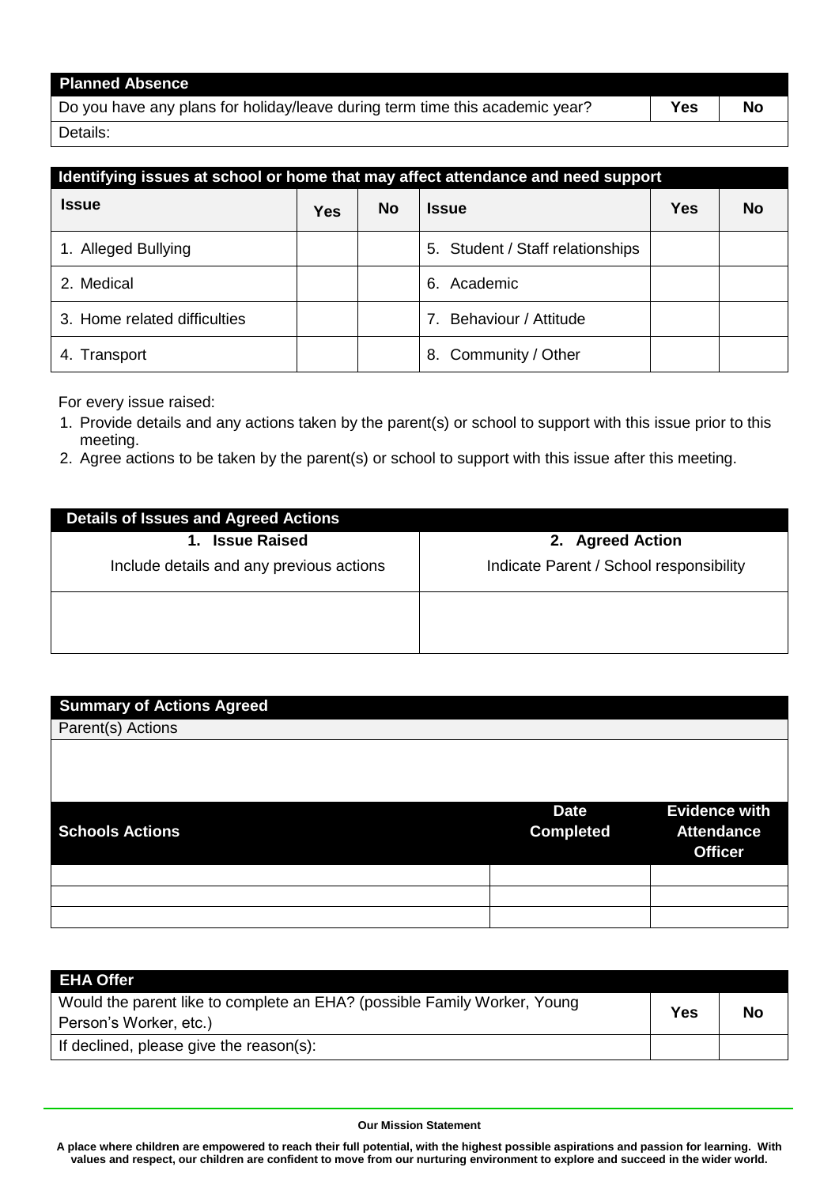| Planned Absence | | |
|---|---|---|
| Do you have any plans for holiday/leave during term time this academic year? | **Yes** | **No** |
| Details: | | |

| Identifying issues at school or home that may affect attendance and need support | | | | | |
|---|---|---|---|---|---|
| **Issue** | **Yes** | **No** | **Issue** | **Yes** | **No** |
| 1. Alleged Bullying | | | 5. Student / Staff relationships | | |
| 2. Medical | | | 6. Academic | | |
| 3. Home related difficulties | | | 7. Behaviour / Attitude | | |
| 4. Transport | | | 8. Community / Other | | |

For every issue raised:

1. Provide details and any actions taken by the parent(s) or school to support with this issue prior to this meeting.
2. Agree actions to be taken by the parent(s) or school to support with this issue after this meeting.

| Details of Issues and Agreed Actions | |
|---|---|
| **1. Issue Raised**<br>Include details and any previous actions | **2. Agreed Action**<br>Indicate Parent / School responsibility |
| | |

| Summary of Actions Agreed | | |
|---|---|---|
| Parent(s) Actions | | |
| | | |
| **Schools Actions** | **Date Completed** | **Evidence with Attendance Officer** |
| | | |
| | | |
| | | |

| EHA Offer | | |
|---|---|---|
| Would the parent like to complete an EHA? (possible Family Worker, Young Person's Worker, etc.) | **Yes** | **No** |
| If declined, please give the reason(s): | | |

**Our Mission Statement**

**A place where children are empowered to reach their full potential, with the highest possible aspirations and passion for learning. With values and respect, our children are confident to move from our nurturing environment to explore and succeed in the wider world.**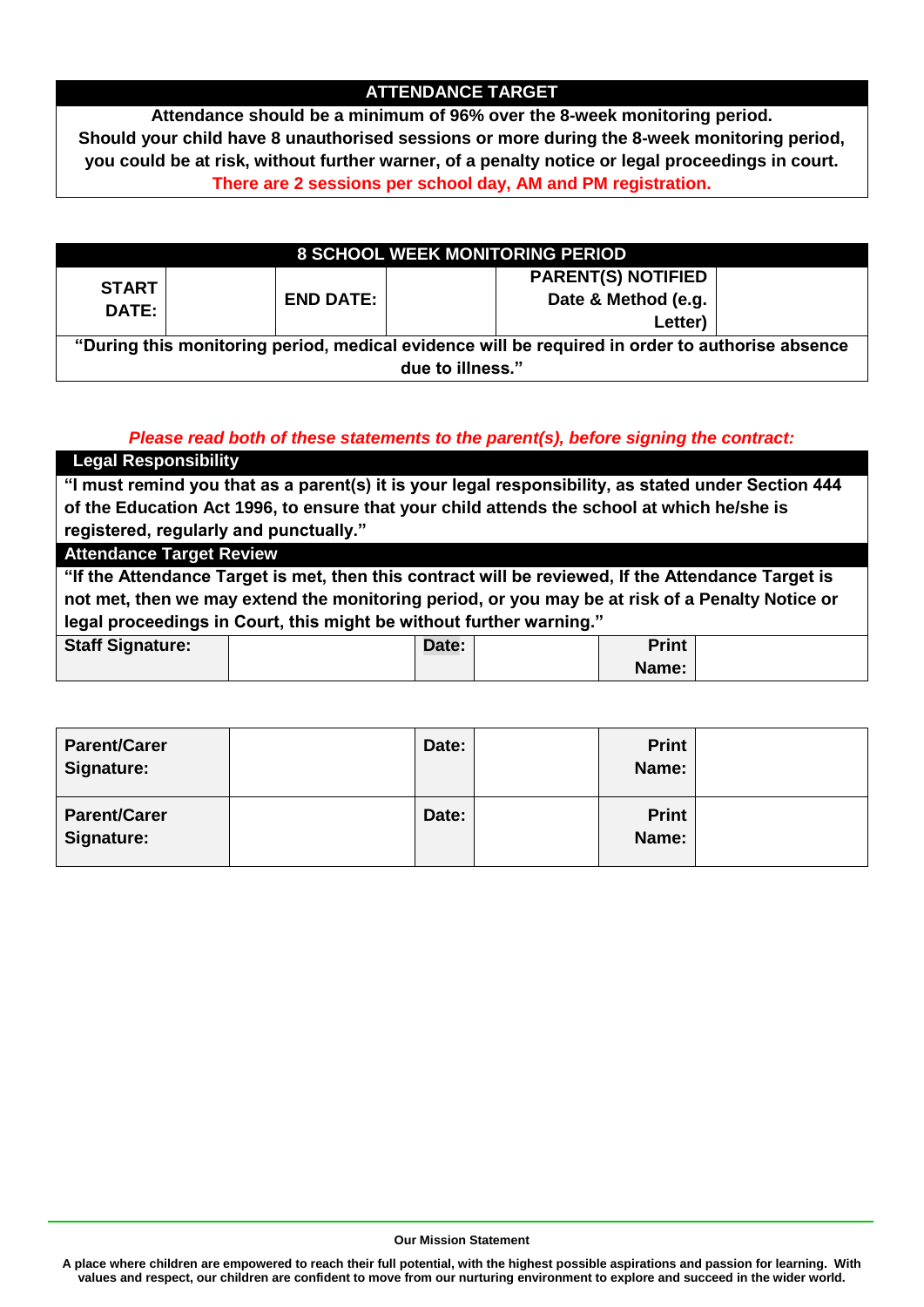## ATTENDANCE TARGET

**Attendance should be a minimum of 96% over the 8-week monitoring period.**
**Should your child have 8 unauthorised sessions or more during the 8-week monitoring period, you could be at risk, without further warner, of a penalty notice or legal proceedings in court.**
**There are 2 sessions per school day, AM and PM registration.**

| 8 SCHOOL WEEK MONITORING PERIOD | | | | | |
|---|---|---|---|---|---|
| **START DATE:** | | **END DATE:** | | **PARENT(S) NOTIFIED Date & Method (e.g. Letter)** | |
| **"During this monitoring period, medical evidence will be required in order to authorise absence due to illness."** | | | | | |

***Please read both of these statements to the parent(s), before signing the contract:***

**Legal Responsibility**

**"I must remind you that as a parent(s) it is your legal responsibility, as stated under Section 444 of the Education Act 1996, to ensure that your child attends the school at which he/she is registered, regularly and punctually."**

**Attendance Target Review**

**"If the Attendance Target is met, then this contract will be reviewed, If the Attendance Target is not met, then we may extend the monitoring period, or you may be at risk of a Penalty Notice or legal proceedings in Court, this might be without further warning."**

| **Staff Signature:** | | **Date:** | | **Print Name:** | |
|---|---|---|---|---|---|

| **Parent/Carer Signature:** | | **Date:** | | **Print Name:** | |
|---|---|---|---|---|---|
| **Parent/Carer Signature:** | | **Date:** | | **Print Name:** | |

**Our Mission Statement**

**A place where children are empowered to reach their full potential, with the highest possible aspirations and passion for learning. With values and respect, our children are confident to move from our nurturing environment to explore and succeed in the wider world.**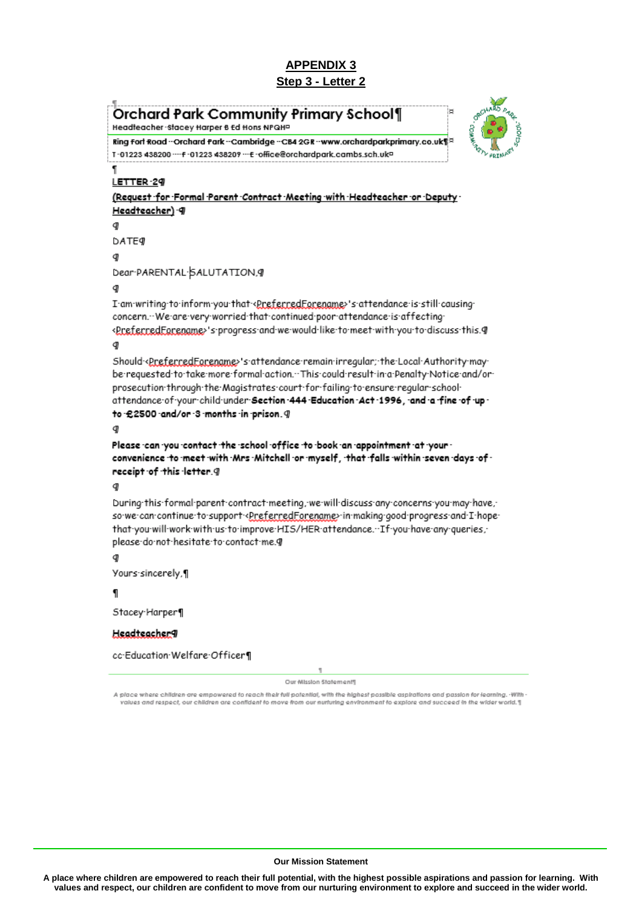## APPENDIX 3
## Step 3 - Letter 2

**Orchard Park Community Primary School**
Headteacher Stacey Harper B Ed Hons NPQH

Ring Fort Road - Orchard Park - Cambridge - CB4 2GR - www.orchardparkprimary.co.uk
T 01223 438200 - F 01223 438209 - E office@orchardpark.cambs.sch.uk

LETTER 2

(Request for Formal Parent Contract Meeting with Headteacher or Deputy Headteacher)

DATE

Dear PARENTAL SALUTATION,

I am writing to inform you that <PreferredForename>'s attendance is still causing concern. We are very worried that continued poor attendance is affecting <PreferredForename>'s progress and we would like to meet with you to discuss this.

Should <PreferredForename>'s attendance remain irregular; the Local Authority may be requested to take more formal action. This could result in a Penalty Notice and/or prosecution through the Magistrates court for failing to ensure regular school attendance of your child under **Section 444 Education Act 1996, and a fine of up to £2500 and/or 3 months in prison.**

**Please can you contact the school office to book an appointment at your convenience to meet with Mrs Mitchell or myself, that falls within seven days of receipt of this letter.**

During this formal parent contract meeting, we will discuss any concerns you may have, so we can continue to support <PreferredForename> in making good progress and I hope that you will work with us to improve HIS/HER attendance. If you have any queries, please do not hesitate to contact me.

Yours sincerely,

Stacey Harper

Headteacher

cc Education Welfare Officer

Our Mission Statement

*A place where children are empowered to reach their full potential, with the highest possible aspirations and passion for learning. With values and respect, our children are confident to move from our nurturing environment to explore and succeed in the wider world.*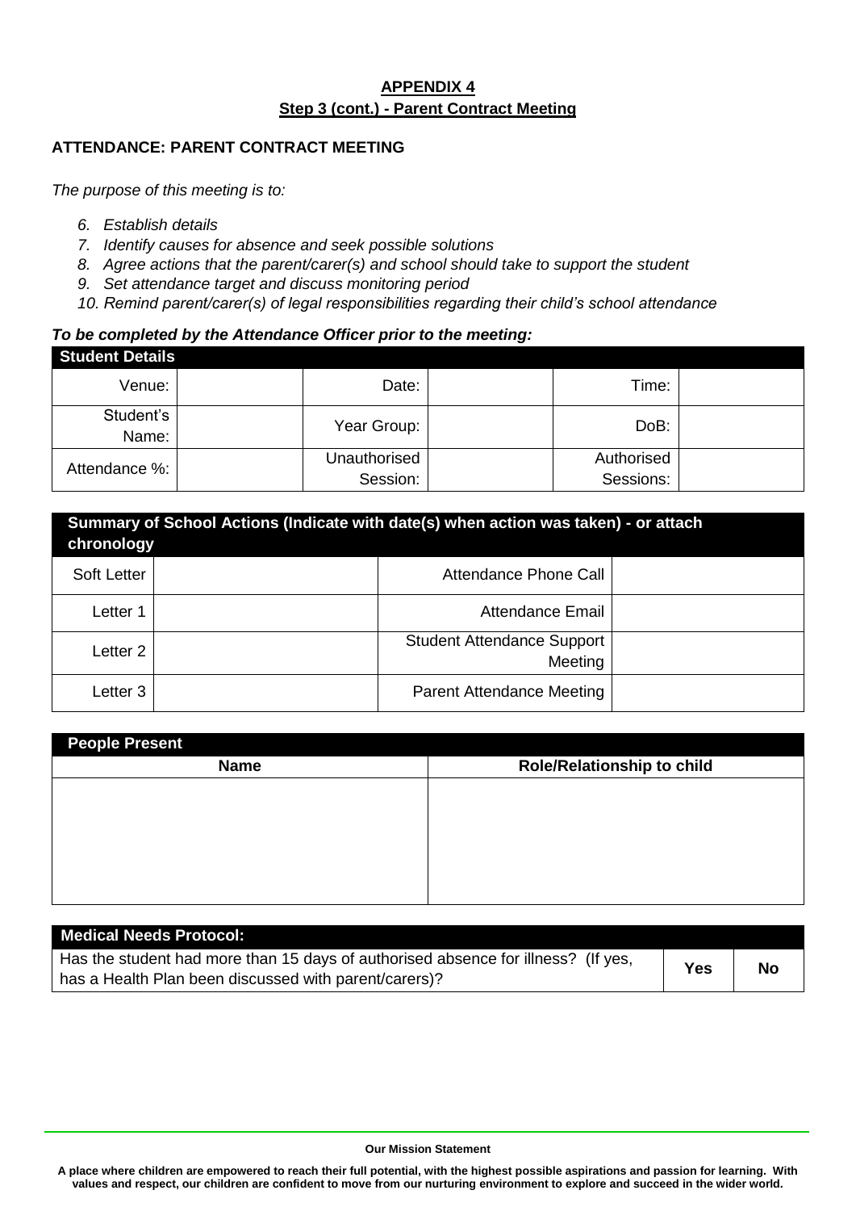**APPENDIX 4**

**Step 3 (cont.) - Parent Contract Meeting**

**ATTENDANCE: PARENT CONTRACT MEETING**

*The purpose of this meeting is to:*

6. *Establish details*
7. *Identify causes for absence and seek possible solutions*
8. *Agree actions that the parent/carer(s) and school should take to support the student*
9. *Set attendance target and discuss monitoring period*
10. *Remind parent/carer(s) of legal responsibilities regarding their child's school attendance*

***To be completed by the Attendance Officer prior to the meeting:***

| **Student Details** | | | | | |
|---|---|---|---|---|---|
| Venue: | | Date: | | Time: | |
| Student's Name: | | Year Group: | | DoB: | |
| Attendance %: | | Unauthorised Session: | | Authorised Sessions: | |

| **Summary of School Actions (Indicate with date(s) when action was taken) - or attach chronology** | | | |
|---|---|---|---|
| Soft Letter | | Attendance Phone Call | |
| Letter 1 | | Attendance Email | |
| Letter 2 | | Student Attendance Support Meeting | |
| Letter 3 | | Parent Attendance Meeting | |

| **People Present** | |
|---|---|
| **Name** | **Role/Relationship to child** |
| | |

| **Medical Needs Protocol:** | | |
|---|---|---|
| Has the student had more than 15 days of authorised absence for illness? (If yes, has a Health Plan been discussed with parent/carers)? | **Yes** | **No** |

**Our Mission Statement**

**A place where children are empowered to reach their full potential, with the highest possible aspirations and passion for learning. With values and respect, our children are confident to move from our nurturing environment to explore and succeed in the wider world.**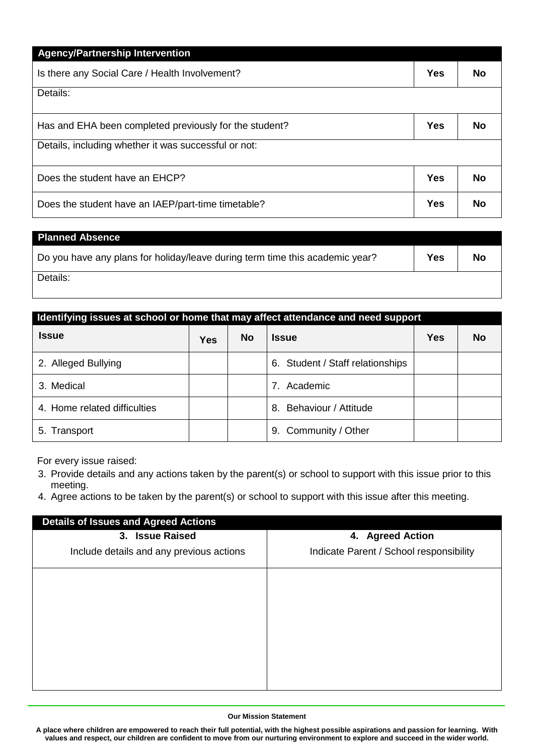| Agency/Partnership Intervention | | |
|---|---|---|
| Is there any Social Care / Health Involvement? | **Yes** | **No** |
| Details: | | |
| Has and EHA been completed previously for the student? | **Yes** | **No** |
| Details, including whether it was successful or not: | | |
| Does the student have an EHCP? | **Yes** | **No** |
| Does the student have an IAEP/part-time timetable? | **Yes** | **No** |

| Planned Absence | | |
|---|---|---|
| Do you have any plans for holiday/leave during term time this academic year? | **Yes** | **No** |
| Details: | | |

| Identifying issues at school or home that may affect attendance and need support | | | | | |
|---|---|---|---|---|---|
| **Issue** | **Yes** | **No** | **Issue** | **Yes** | **No** |
| 2. Alleged Bullying | | | 6. Student / Staff relationships | | |
| 3. Medical | | | 7. Academic | | |
| 4. Home related difficulties | | | 8. Behaviour / Attitude | | |
| 5. Transport | | | 9. Community / Other | | |

For every issue raised:

3. Provide details and any actions taken by the parent(s) or school to support with this issue prior to this meeting.
4. Agree actions to be taken by the parent(s) or school to support with this issue after this meeting.

| Details of Issues and Agreed Actions | |
|---|---|
| **3. Issue Raised**<br>Include details and any previous actions | **4. Agreed Action**<br>Indicate Parent / School responsibility |
| | |

**Our Mission Statement**

**A place where children are empowered to reach their full potential, with the highest possible aspirations and passion for learning. With values and respect, our children are confident to move from our nurturing environment to explore and succeed in the wider world.**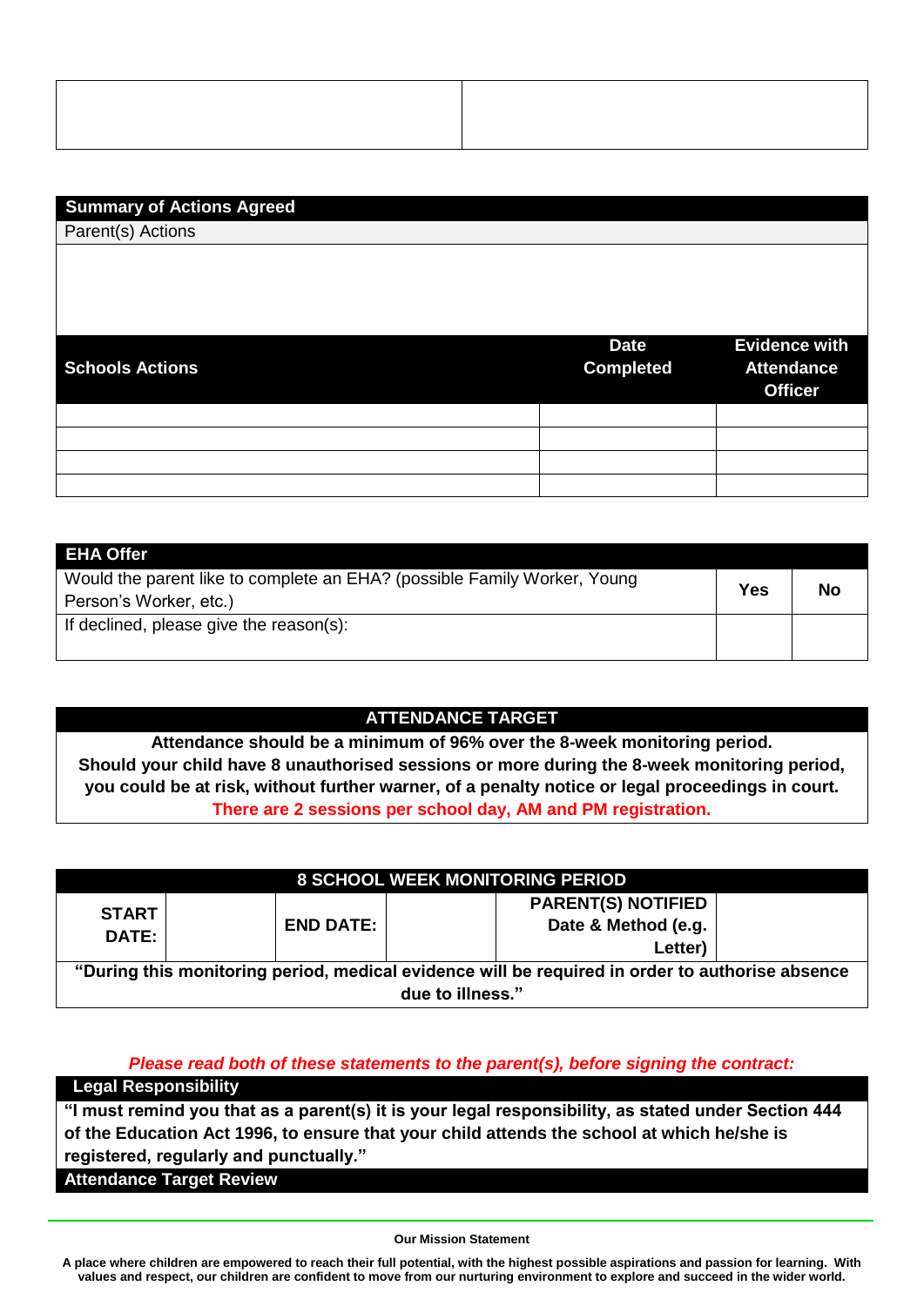| | |
|---|---|
| | |

| Summary of Actions Agreed | | |
|---|---|---|
| Parent(s) Actions | | |
| | | |
| **Schools Actions** | **Date Completed** | **Evidence with Attendance Officer** |
| | | |
| | | |
| | | |
| | | |

| EHA Offer | | |
|---|---|---|
| Would the parent like to complete an EHA? (possible Family Worker, Young Person's Worker, etc.) | **Yes** | **No** |
| If declined, please give the reason(s): | | |

| ATTENDANCE TARGET |
|---|
| **Attendance should be a minimum of 96% over the 8-week monitoring period. Should your child have 8 unauthorised sessions or more during the 8-week monitoring period, you could be at risk, without further warner, of a penalty notice or legal proceedings in court.** |
| **There are 2 sessions per school day, AM and PM registration.** |

| 8 SCHOOL WEEK MONITORING PERIOD | | | | | |
|---|---|---|---|---|---|
| **START DATE:** | | **END DATE:** | | **PARENT(S) NOTIFIED Date & Method (e.g. Letter)** | |
| **"During this monitoring period, medical evidence will be required in order to authorise absence due to illness."** | | | | | |

***Please read both of these statements to the parent(s), before signing the contract:***

| Legal Responsibility |
|---|
| **"I must remind you that as a parent(s) it is your legal responsibility, as stated under Section 444 of the Education Act 1996, to ensure that your child attends the school at which he/she is registered, regularly and punctually."** |
| **Attendance Target Review** |

**Our Mission Statement**

**A place where children are empowered to reach their full potential, with the highest possible aspirations and passion for learning. With values and respect, our children are confident to move from our nurturing environment to explore and succeed in the wider world.**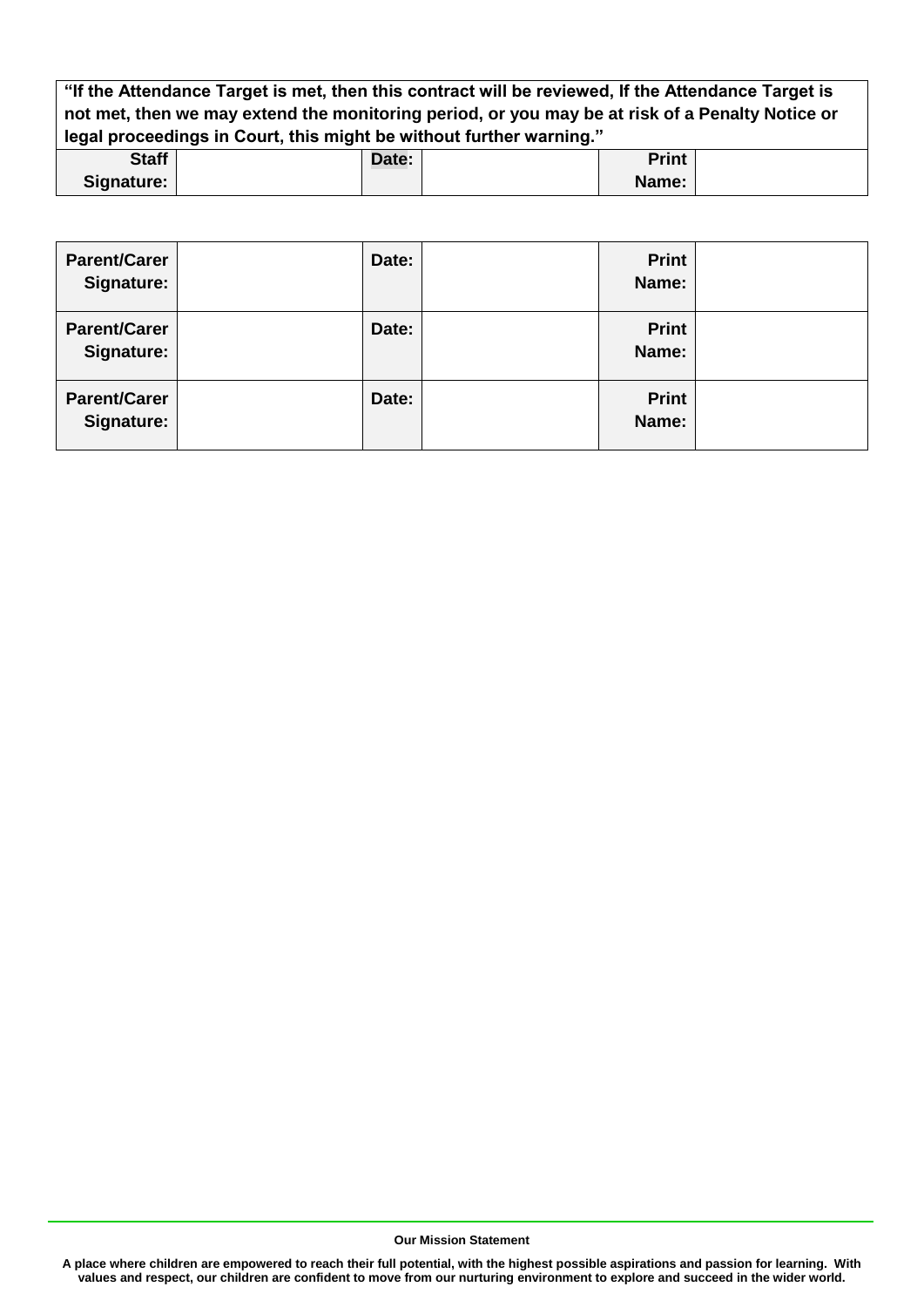| "If the Attendance Target is met, then this contract will be reviewed, If the Attendance Target is not met, then we may extend the monitoring period, or you may be at risk of a Penalty Notice or legal proceedings in Court, this might be without further warning." | | | | | |
|---|---|---|---|---|---|
| **Staff Signature:** | | **Date:** | | **Print Name:** | |

| **Parent/Carer Signature:** | | **Date:** | | **Print Name:** | |
|---|---|---|---|---|---|
| **Parent/Carer Signature:** | | **Date:** | | **Print Name:** | |
| **Parent/Carer Signature:** | | **Date:** | | **Print Name:** | |

**Our Mission Statement**

**A place where children are empowered to reach their full potential, with the highest possible aspirations and passion for learning. With values and respect, our children are confident to move from our nurturing environment to explore and succeed in the wider world.**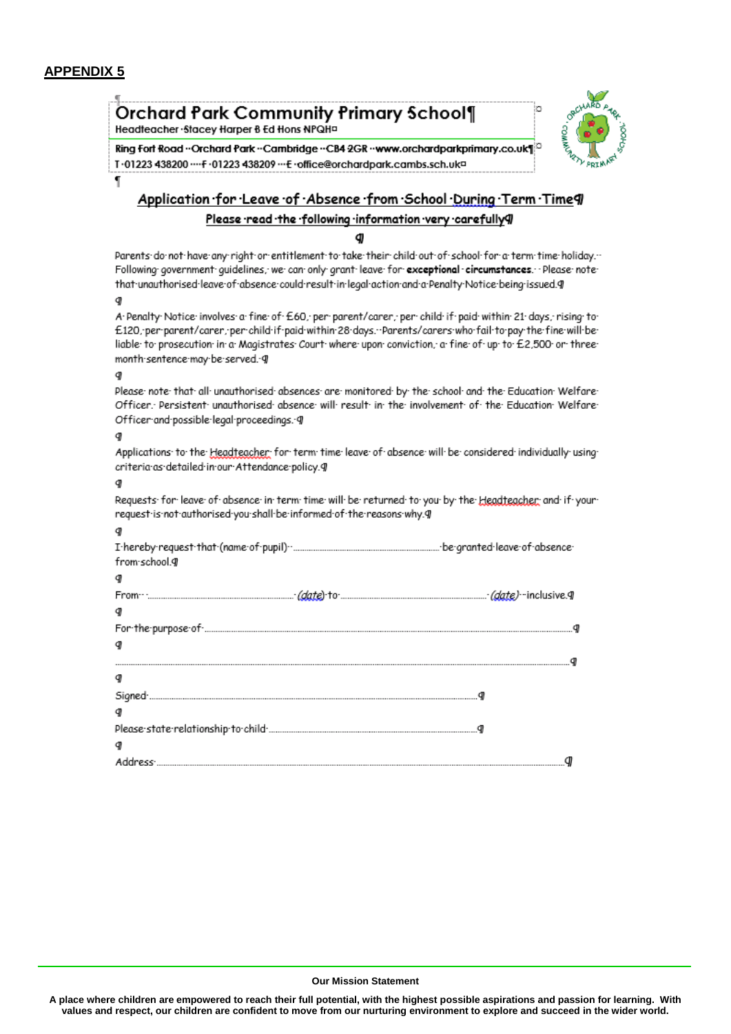## APPENDIX 5

# Orchard Park Community Primary School

Headteacher Stacey Harper B Ed Hons NPQH

Ring Fort Road · Orchard Park · Cambridge · CB4 2GR · www.orchardparkprimary.co.uk

T 01223 438200 · F 01223 438209 · E office@orchardpark.cambs.sch.uk

## Application for Leave of Absence from School During Term Time

**Please read the following information very carefully**

Parents do not have any right or entitlement to take their child out of school for a term time holiday. Following government guidelines, we can only grant leave for **exceptional circumstances**. Please note that unauthorised leave of absence could result in legal action and a Penalty Notice being issued.

A Penalty Notice involves a fine of £60, per parent/carer, per child if paid within 21 days, rising to £120, per parent/carer, per child if paid within 28 days. Parents/carers who fail to pay the fine will be liable to prosecution in a Magistrates Court where upon conviction, a fine of up to £2,500 or three month sentence may be served.

Please note that all unauthorised absences are monitored by the school and the Education Welfare Officer. Persistent unauthorised absence will result in the involvement of the Education Welfare Officer and possible legal proceedings.

Applications to the Headteacher for term time leave of absence will be considered individually using criteria as detailed in our Attendance policy.

Requests for leave of absence in term time will be returned to you by the Headteacher and if your request is not authorised you shall be informed of the reasons why.

I hereby request that (name of pupil) ........................................................ be granted leave of absence from school.

From ........................................................ *(date)* to ........................................................ *(date)* inclusive.

For the purpose of ................................................................................................................

................................................................................................................................................

Signed ................................................................................................

Please state relationship to child ........................................................

Address ................................................................................................................

**Our Mission Statement**

**A place where children are empowered to reach their full potential, with the highest possible aspirations and passion for learning. With values and respect, our children are confident to move from our nurturing environment to explore and succeed in the wider world.**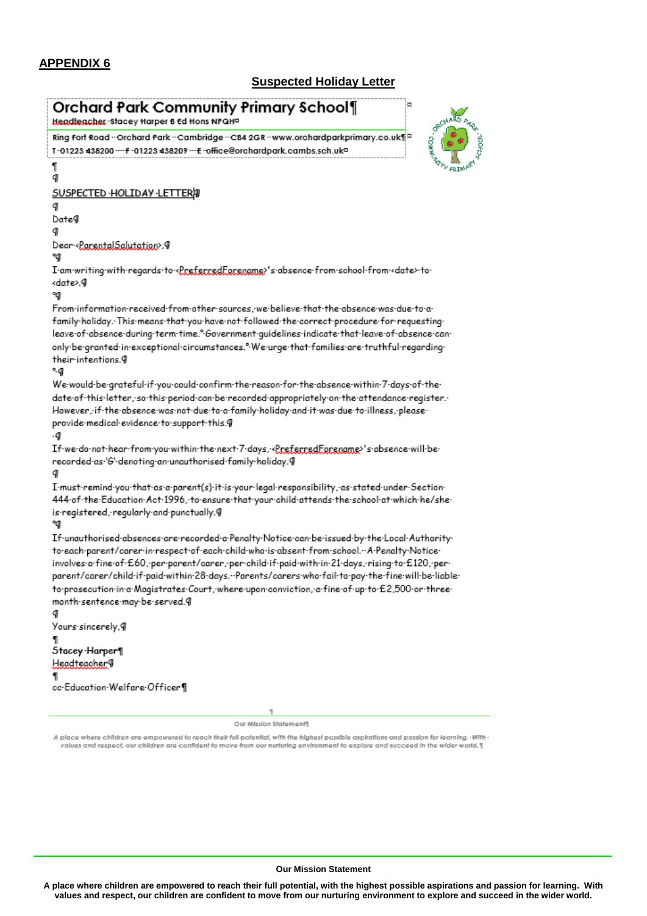## APPENDIX 6

### Suspected Holiday Letter

**Orchard Park Community Primary School**
Headteacher Stacey Harper B Ed Hons NPQH

Ring Fort Road · Orchard Park · Cambridge · CB4 2GR · www.orchardparkprimary.co.uk
T 01223 438200 · F 01223 438209 · E office@orchardpark.cambs.sch.uk

SUSPECTED HOLIDAY LETTER

Date

Dear <ParentalSalutation>,

I am writing with regards to <PreferredForename>'s absence from school from <date> to <date>.

From information received from other sources, we believe that the absence was due to a family holiday. This means that you have not followed the correct procedure for requesting leave of absence during term time. Government guidelines indicate that leave of absence can only be granted in exceptional circumstances. We urge that families are truthful regarding their intentions.

We would be grateful if you could confirm the reason for the absence within 7 days of the date of this letter, so this period can be recorded appropriately on the attendance register. However, if the absence was not due to a family holiday and it was due to illness, please provide medical evidence to support this.

If we do not hear from you within the next 7 days, <PreferredForename>'s absence will be recorded as 'G' denoting an unauthorised family holiday.

I must remind you that as a parent(s) it is your legal responsibility, as stated under Section 444 of the Education Act 1996, to ensure that your child attends the school at which he/she is registered, regularly and punctually.

If unauthorised absences are recorded a Penalty Notice can be issued by the Local Authority to each parent/carer in respect of each child who is absent from school. A Penalty Notice involves a fine of £60, per parent/carer, per child if paid with in 21 days, rising to £120, per parent/carer/child if paid within 28 days. Parents/carers who fail to pay the fine will be liable to prosecution in a Magistrates Court, where upon conviction, a fine of up to £2,500 or three month sentence may be served.

Yours sincerely,

Stacey Harper
Headteacher

cc Education Welfare Officer

Our Mission Statement

*A place where children are empowered to reach their full potential, with the highest possible aspirations and passion for learning. With values and respect, our children are confident to move from our nurturing environment to explore and succeed in the wider world.*

**Our Mission Statement**

**A place where children are empowered to reach their full potential, with the highest possible aspirations and passion for learning. With values and respect, our children are confident to move from our nurturing environment to explore and succeed in the wider world.**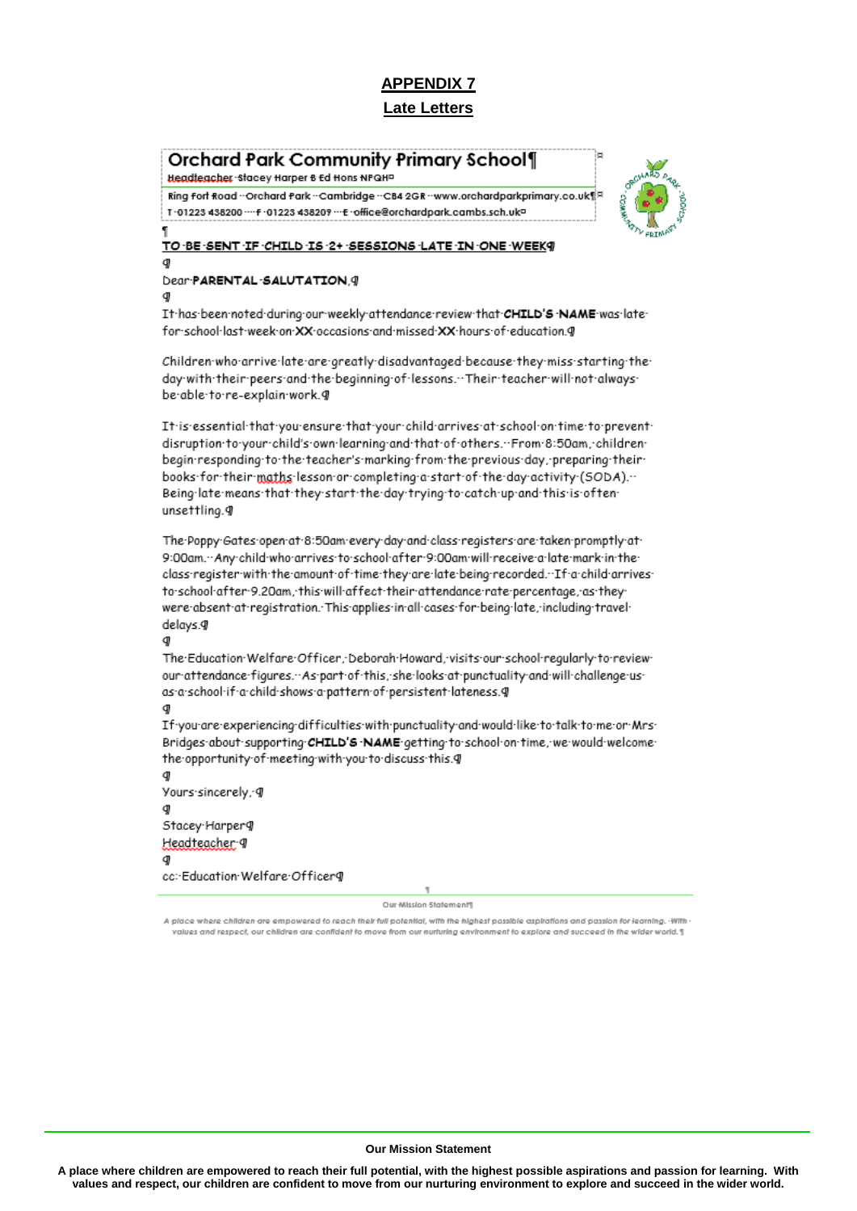# APPENDIX 7

## Late Letters

**Orchard Park Community Primary School**

Headteacher Stacey Harper B Ed Hons NPQH

Ring Fort Road · Orchard Park · Cambridge · CB4 2GR · www.orchardparkprimary.co.uk

T 01223 438200 · F 01223 438209 · E office@orchardpark.cambs.sch.uk

**TO BE SENT IF CHILD IS 2+ SESSIONS LATE IN ONE WEEK**

Dear **PARENTAL SALUTATION**,

It has been noted during our weekly attendance review that **CHILD'S NAME** was late for school last week on **XX** occasions and missed **XX** hours of education.

Children who arrive late are greatly disadvantaged because they miss starting the day with their peers and the beginning of lessons. Their teacher will not always be able to re-explain work.

It is essential that you ensure that your child arrives at school on time to prevent disruption to your child's own learning and that of others. From 8:50am, children begin responding to the teacher's marking from the previous day, preparing their books for their maths lesson or completing a start of the day activity (SODA). Being late means that they start the day trying to catch up and this is often unsettling.

The Poppy Gates open at 8:50am every day and class registers are taken promptly at 9:00am. Any child who arrives to school after 9:00am will receive a late mark in the class register with the amount of time they are late being recorded. If a child arrives to school after 9.20am, this will affect their attendance rate percentage, as they were absent at registration. This applies in all cases for being late, including travel delays.

The Education Welfare Officer, Deborah Howard, visits our school regularly to review our attendance figures. As part of this, she looks at punctuality and will challenge us as a school if a child shows a pattern of persistent lateness.

If you are experiencing difficulties with punctuality and would like to talk to me or Mrs Bridges about supporting **CHILD'S NAME** getting to school on time, we would welcome the opportunity of meeting with you to discuss this.

Yours sincerely,

Stacey Harper
Headteacher

cc: Education Welfare Officer

Our Mission Statement

*A place where children are empowered to reach their full potential, with the highest possible aspirations and passion for learning. With values and respect, our children are confident to move from our nurturing environment to explore and succeed in the wider world.*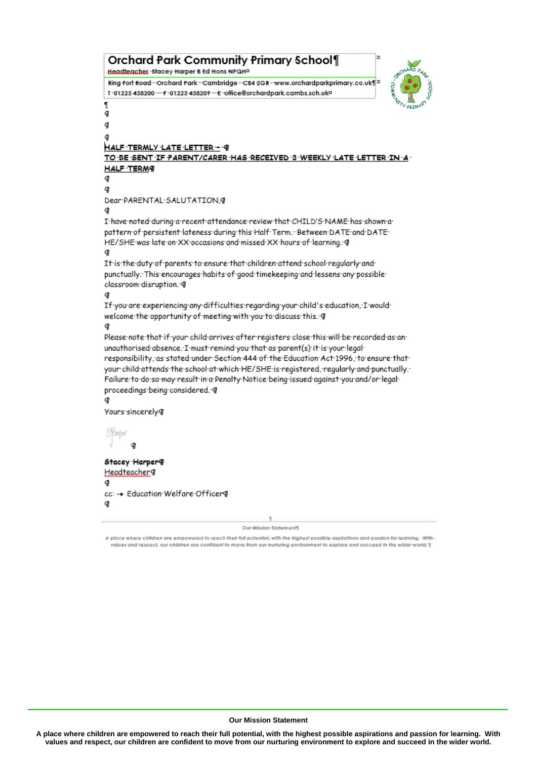# Orchard Park Community Primary School

Headteacher Stacey Harper B Ed Hons NPQH

Ring Fort Road · Orchard Park · Cambridge · CB4 2GR · www.orchardparkprimary.co.uk

T 01223 438200 · F 01223 438209 · E office@orchardpark.cambs.sch.uk

**HALF TERMLY LATE LETTER –**

**TO BE SENT IF PARENT/CARER HAS RECEIVED 3 WEEKLY LATE LETTER IN A HALF TERM**

Dear PARENTAL SALUTATION,

I have noted during a recent attendance review that CHILD'S NAME has shown a pattern of persistent lateness during this Half Term. Between DATE and DATE HE/SHE was late on XX occasions and missed XX hours of learning.

It is the duty of parents to ensure that children attend school regularly and punctually. This encourages habits of good timekeeping and lessens any possible classroom disruption.

If you are experiencing any difficulties regarding your child's education, I would welcome the opportunity of meeting with you to discuss this.

Please note that if your child arrives after registers close this will be recorded as an unauthorised absence. I must remind you that as parent(s) it is your legal responsibility, as stated under Section 444 of the Education Act 1996, to ensure that your child attends the school at which HE/SHE is registered, regularly and punctually. Failure to do so may result in a Penalty Notice being issued against you and/or legal proceedings being considered.

Yours sincerely

**Stacey Harper**
Headteacher

cc: Education Welfare Officer

Our Mission Statement

*A place where children are empowered to reach their full potential, with the highest possible aspirations and passion for learning. With values and respect, our children are confident to move from our nurturing environment to explore and succeed in the wider world.*

**Our Mission Statement**

**A place where children are empowered to reach their full potential, with the highest possible aspirations and passion for learning. With values and respect, our children are confident to move from our nurturing environment to explore and succeed in the wider world.**